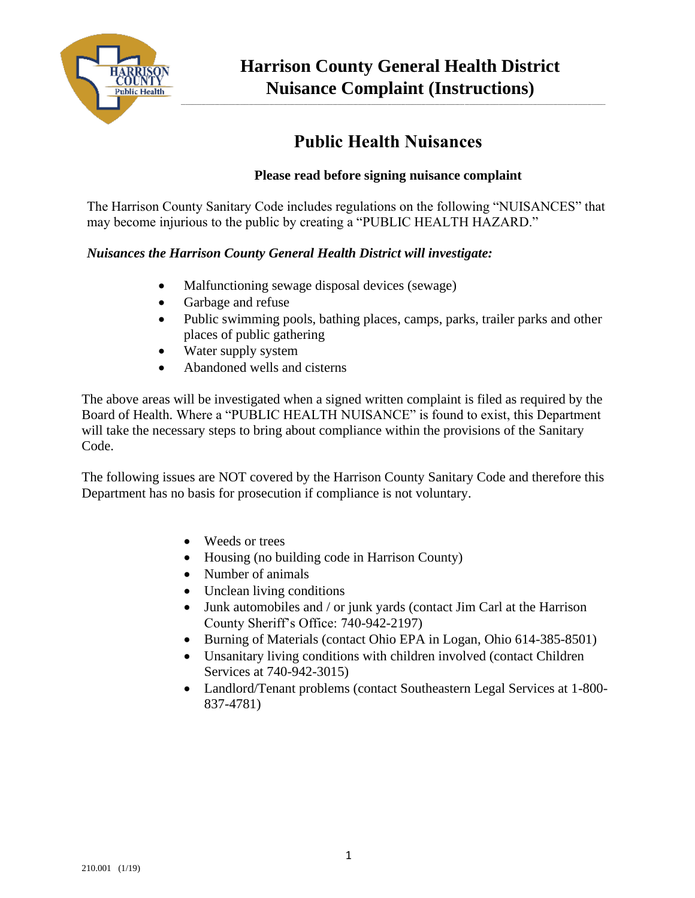# Harrison County General Health District Nuisance Complaint (Instructions)

## Public Health Nuisances

**Please read before signing nuisance complaint**

The Harrison County Sanitary Code includes regulations on the following "NUISANCES" that may become injurious to the public by creating a "PUBLIC HEALTH HAZARD."

***Nuisances the Harrison County General Health District will investigate:***

- Malfunctioning sewage disposal devices (sewage)
- Garbage and refuse
- Public swimming pools, bathing places, camps, parks, trailer parks and other places of public gathering
- Water supply system
- Abandoned wells and cisterns

The above areas will be investigated when a signed written complaint is filed as required by the Board of Health. Where a "PUBLIC HEALTH NUISANCE" is found to exist, this Department will take the necessary steps to bring about compliance within the provisions of the Sanitary Code.

The following issues are NOT covered by the Harrison County Sanitary Code and therefore this Department has no basis for prosecution if compliance is not voluntary.

- Weeds or trees
- Housing (no building code in Harrison County)
- Number of animals
- Unclean living conditions
- Junk automobiles and / or junk yards (contact Jim Carl at the Harrison County Sheriff's Office: 740-942-2197)
- Burning of Materials (contact Ohio EPA in Logan, Ohio 614-385-8501)
- Unsanitary living conditions with children involved (contact Children Services at 740-942-3015)
- Landlord/Tenant problems (contact Southeastern Legal Services at 1-800-837-4781)

210.001 (1/19)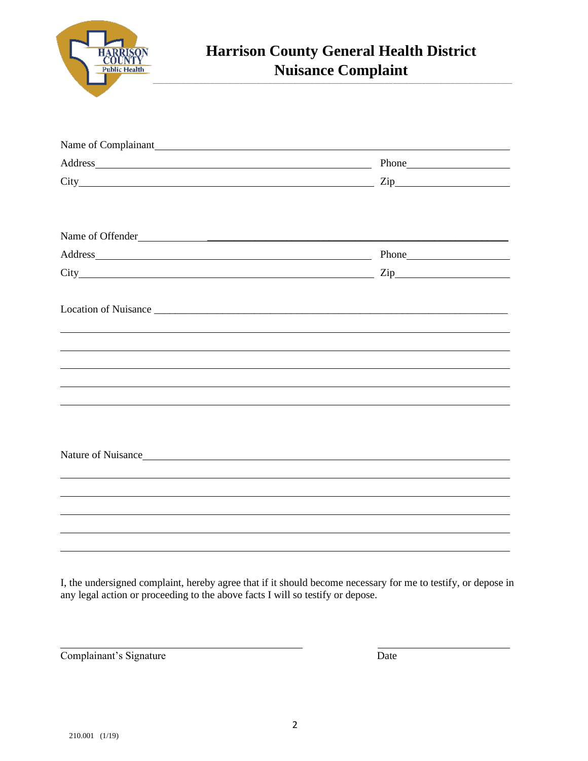# Harrison County General Health District
## Nuisance Complaint

Name of Complainant\_\_\_\_\_\_\_\_\_\_\_\_\_\_\_\_\_\_\_\_\_\_\_\_\_\_\_\_\_\_\_\_\_\_\_\_\_\_\_\_\_\_\_\_\_\_\_\_

Address\_\_\_\_\_\_\_\_\_\_\_\_\_\_\_\_\_\_\_\_\_\_\_\_\_\_\_\_\_\_\_\_\_\_\_\_ Phone\_\_\_\_\_\_\_\_\_\_\_\_\_\_\_\_

City\_\_\_\_\_\_\_\_\_\_\_\_\_\_\_\_\_\_\_\_\_\_\_\_\_\_\_\_\_\_\_\_\_\_\_\_\_\_\_ Zip\_\_\_\_\_\_\_\_\_\_\_\_\_\_\_\_\_\_

Name of Offender\_\_\_\_\_\_\_\_\_\_\_\_\_\_\_\_\_\_\_\_\_\_\_\_\_\_\_\_\_\_\_\_\_\_\_\_\_\_\_\_\_\_\_\_\_\_\_\_\_\_\_

Address\_\_\_\_\_\_\_\_\_\_\_\_\_\_\_\_\_\_\_\_\_\_\_\_\_\_\_\_\_\_\_\_\_\_\_\_ Phone\_\_\_\_\_\_\_\_\_\_\_\_\_\_\_\_

City\_\_\_\_\_\_\_\_\_\_\_\_\_\_\_\_\_\_\_\_\_\_\_\_\_\_\_\_\_\_\_\_\_\_\_\_\_\_\_ Zip\_\_\_\_\_\_\_\_\_\_\_\_\_\_\_\_\_\_

Location of Nuisance \_\_\_\_\_\_\_\_\_\_\_\_\_\_\_\_\_\_\_\_\_\_\_\_\_\_\_\_\_\_\_\_\_\_\_\_\_\_\_\_\_\_\_\_\_\_\_\_\_\_

\_\_\_\_\_\_\_\_\_\_\_\_\_\_\_\_\_\_\_\_\_\_\_\_\_\_\_\_\_\_\_\_\_\_\_\_\_\_\_\_\_\_\_\_\_\_\_\_\_\_\_\_\_\_\_\_\_\_\_\_\_\_\_\_\_\_\_

\_\_\_\_\_\_\_\_\_\_\_\_\_\_\_\_\_\_\_\_\_\_\_\_\_\_\_\_\_\_\_\_\_\_\_\_\_\_\_\_\_\_\_\_\_\_\_\_\_\_\_\_\_\_\_\_\_\_\_\_\_\_\_\_\_\_\_

\_\_\_\_\_\_\_\_\_\_\_\_\_\_\_\_\_\_\_\_\_\_\_\_\_\_\_\_\_\_\_\_\_\_\_\_\_\_\_\_\_\_\_\_\_\_\_\_\_\_\_\_\_\_\_\_\_\_\_\_\_\_\_\_\_\_\_

\_\_\_\_\_\_\_\_\_\_\_\_\_\_\_\_\_\_\_\_\_\_\_\_\_\_\_\_\_\_\_\_\_\_\_\_\_\_\_\_\_\_\_\_\_\_\_\_\_\_\_\_\_\_\_\_\_\_\_\_\_\_\_\_\_\_\_

\_\_\_\_\_\_\_\_\_\_\_\_\_\_\_\_\_\_\_\_\_\_\_\_\_\_\_\_\_\_\_\_\_\_\_\_\_\_\_\_\_\_\_\_\_\_\_\_\_\_\_\_\_\_\_\_\_\_\_\_\_\_\_\_\_\_\_

Nature of Nuisance\_\_\_\_\_\_\_\_\_\_\_\_\_\_\_\_\_\_\_\_\_\_\_\_\_\_\_\_\_\_\_\_\_\_\_\_\_\_\_\_\_\_\_\_\_\_\_\_\_\_\_\_

\_\_\_\_\_\_\_\_\_\_\_\_\_\_\_\_\_\_\_\_\_\_\_\_\_\_\_\_\_\_\_\_\_\_\_\_\_\_\_\_\_\_\_\_\_\_\_\_\_\_\_\_\_\_\_\_\_\_\_\_\_\_\_\_\_\_\_

\_\_\_\_\_\_\_\_\_\_\_\_\_\_\_\_\_\_\_\_\_\_\_\_\_\_\_\_\_\_\_\_\_\_\_\_\_\_\_\_\_\_\_\_\_\_\_\_\_\_\_\_\_\_\_\_\_\_\_\_\_\_\_\_\_\_\_

\_\_\_\_\_\_\_\_\_\_\_\_\_\_\_\_\_\_\_\_\_\_\_\_\_\_\_\_\_\_\_\_\_\_\_\_\_\_\_\_\_\_\_\_\_\_\_\_\_\_\_\_\_\_\_\_\_\_\_\_\_\_\_\_\_\_\_

\_\_\_\_\_\_\_\_\_\_\_\_\_\_\_\_\_\_\_\_\_\_\_\_\_\_\_\_\_\_\_\_\_\_\_\_\_\_\_\_\_\_\_\_\_\_\_\_\_\_\_\_\_\_\_\_\_\_\_\_\_\_\_\_\_\_\_

\_\_\_\_\_\_\_\_\_\_\_\_\_\_\_\_\_\_\_\_\_\_\_\_\_\_\_\_\_\_\_\_\_\_\_\_\_\_\_\_\_\_\_\_\_\_\_\_\_\_\_\_\_\_\_\_\_\_\_\_\_\_\_\_\_\_\_

I, the undersigned complaint, hereby agree that if it should become necessary for me to testify, or depose in any legal action or proceeding to the above facts I will so testify or depose.

\_\_\_\_\_\_\_\_\_\_\_\_\_\_\_\_\_\_\_\_\_\_\_\_\_\_\_\_\_\_\_\_\_\_\_\_ \_\_\_\_\_\_\_\_\_\_\_\_\_\_\_\_\_\_\_\_
Complainant's Signature Date

210.001 (1/19)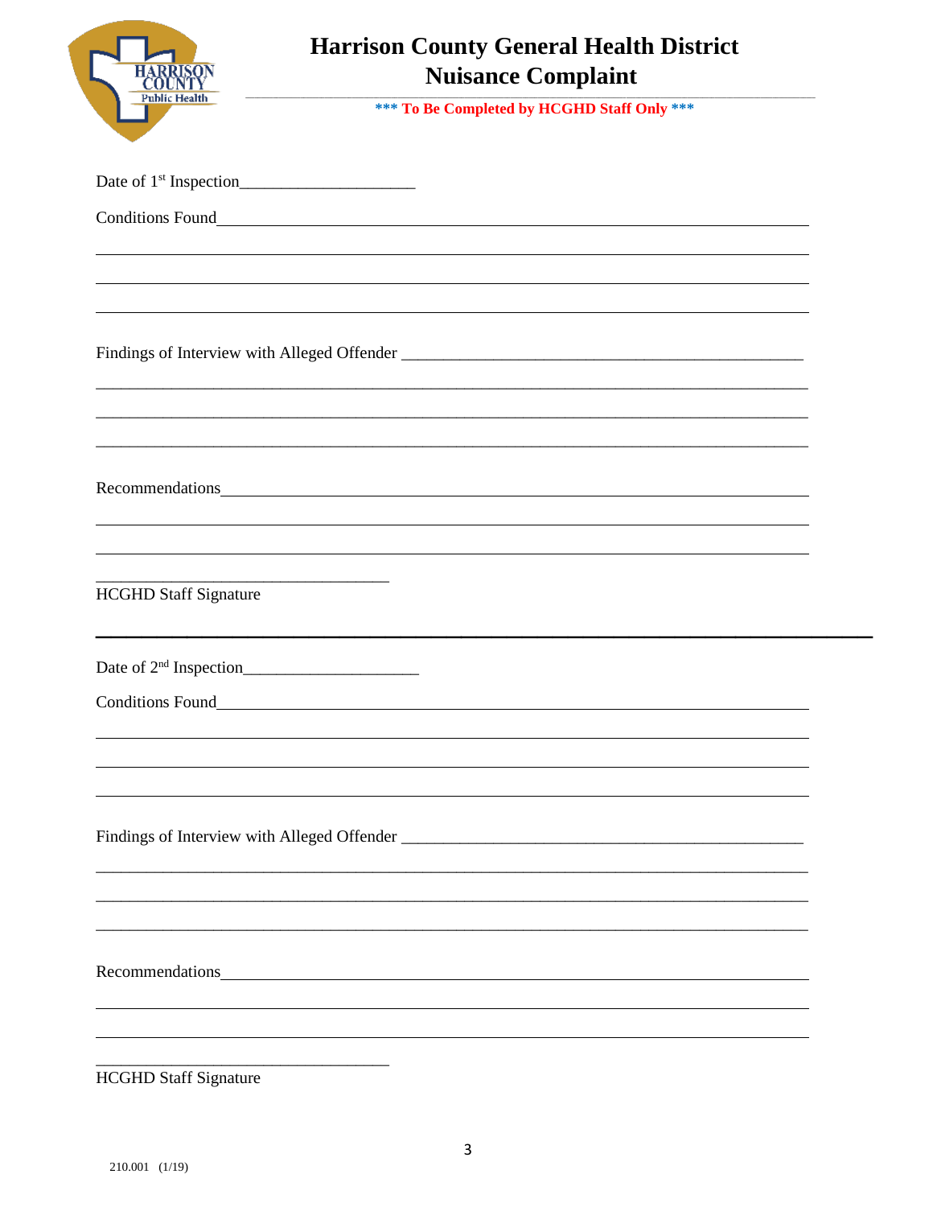# Harrison County General Health District
# Nuisance Complaint

***** To Be Completed by HCGHD Staff Only *****

Date of 1st Inspection____________________

Conditions Found______________________________________________________________

______________________________________________________________

______________________________________________________________

______________________________________________________________

Findings of Interview with Alleged Offender ______________________________________________

______________________________________________________________

______________________________________________________________

______________________________________________________________

Recommendations______________________________________________________________

______________________________________________________________

______________________________________________________________

___________________________________
HCGHD Staff Signature

---

Date of 2nd Inspection____________________

Conditions Found______________________________________________________________

______________________________________________________________

______________________________________________________________

______________________________________________________________

Findings of Interview with Alleged Offender ______________________________________________

______________________________________________________________

______________________________________________________________

______________________________________________________________

Recommendations______________________________________________________________

______________________________________________________________

______________________________________________________________

___________________________________
HCGHD Staff Signature

210.001 (1/19)